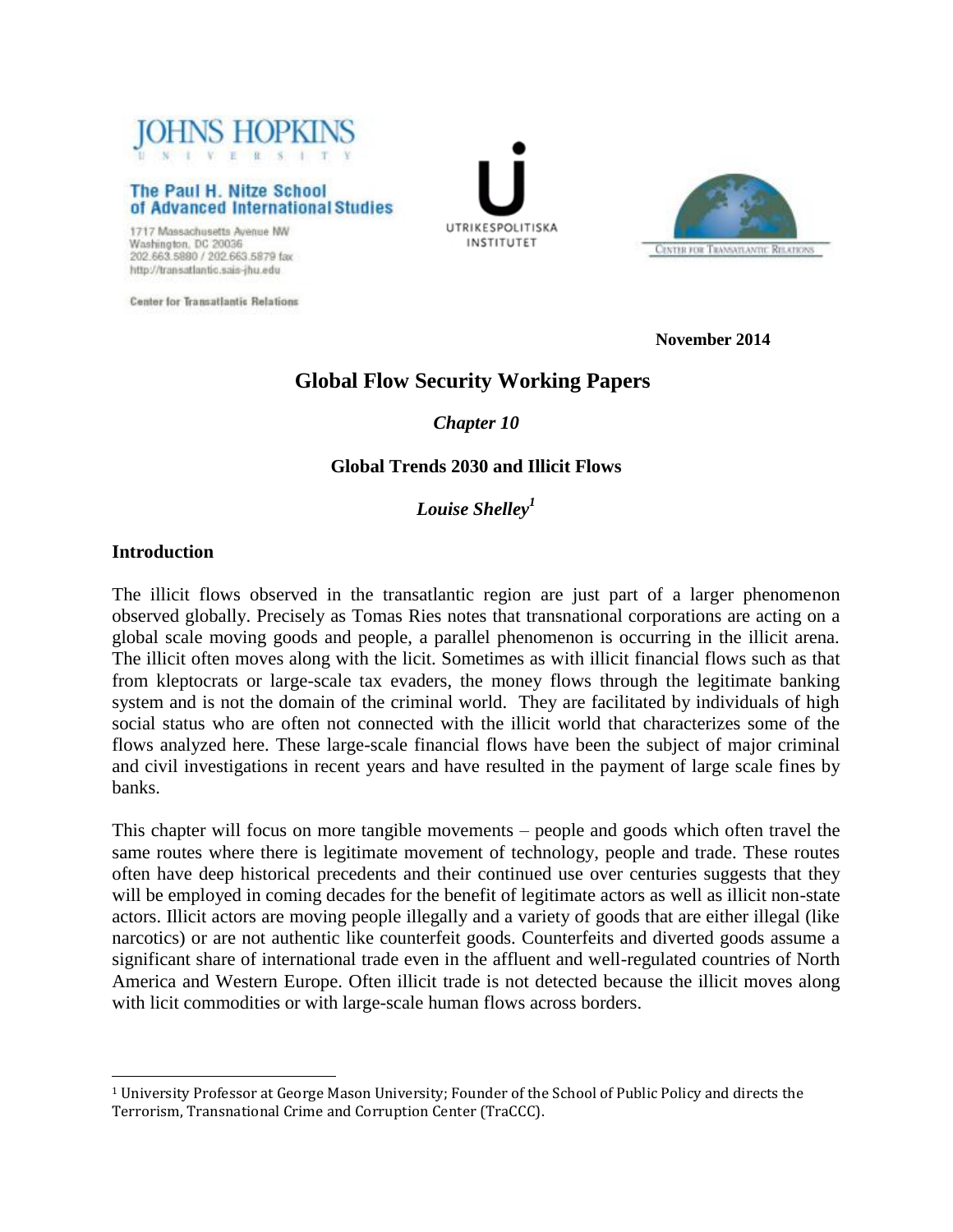JOHNS HOPKINS UNIVERSITY

The Paul H. Nitze School of Advanced International Studies

1717 Massachusetts Avenue NW
Washington, DC 20036
202.663.5880 / 202.663.5879 fax
http://transatlantic.sais-jhu.edu

Center for Transatlantic Relations

UTRIKESPOLITISKA INSTITUTET

CENTER FOR TRANSATLANTIC RELATIONS

**November 2014**

# Global Flow Security Working Papers

***Chapter 10***

## Global Trends 2030 and Illicit Flows

***Louise Shelley[1]***

### Introduction

The illicit flows observed in the transatlantic region are just part of a larger phenomenon observed globally. Precisely as Tomas Ries notes that transnational corporations are acting on a global scale moving goods and people, a parallel phenomenon is occurring in the illicit arena. The illicit often moves along with the licit. Sometimes as with illicit financial flows such as that from kleptocrats or large-scale tax evaders, the money flows through the legitimate banking system and is not the domain of the criminal world. They are facilitated by individuals of high social status who are often not connected with the illicit world that characterizes some of the flows analyzed here. These large-scale financial flows have been the subject of major criminal and civil investigations in recent years and have resulted in the payment of large scale fines by banks.

This chapter will focus on more tangible movements – people and goods which often travel the same routes where there is legitimate movement of technology, people and trade. These routes often have deep historical precedents and their continued use over centuries suggests that they will be employed in coming decades for the benefit of legitimate actors as well as illicit non-state actors. Illicit actors are moving people illegally and a variety of goods that are either illegal (like narcotics) or are not authentic like counterfeit goods. Counterfeits and diverted goods assume a significant share of international trade even in the affluent and well-regulated countries of North America and Western Europe. Often illicit trade is not detected because the illicit moves along with licit commodities or with large-scale human flows across borders.

[1] University Professor at George Mason University; Founder of the School of Public Policy and directs the Terrorism, Transnational Crime and Corruption Center (TraCCC).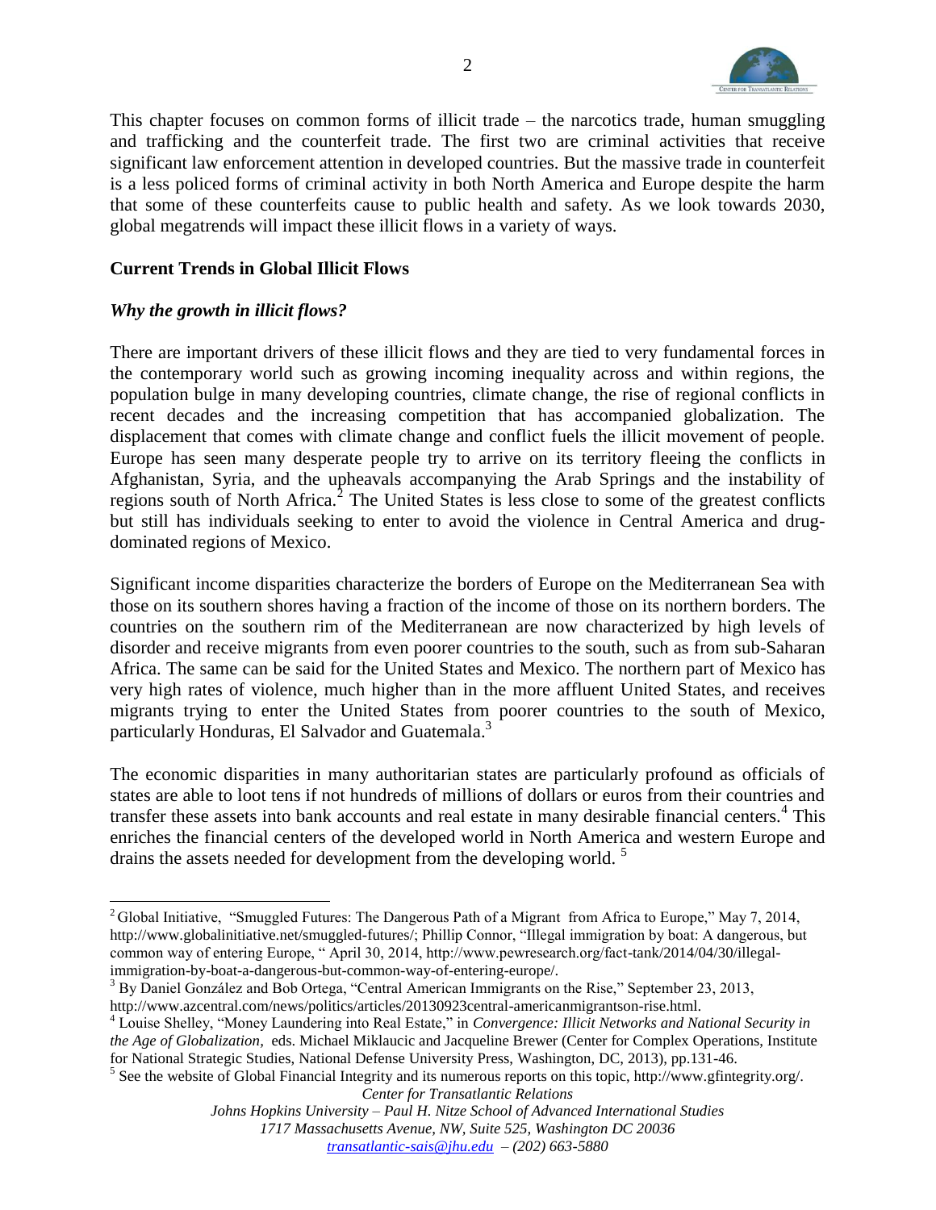This chapter focuses on common forms of illicit trade – the narcotics trade, human smuggling and trafficking and the counterfeit trade. The first two are criminal activities that receive significant law enforcement attention in developed countries. But the massive trade in counterfeit is a less policed forms of criminal activity in both North America and Europe despite the harm that some of these counterfeits cause to public health and safety. As we look towards 2030, global megatrends will impact these illicit flows in a variety of ways.

## Current Trends in Global Illicit Flows

### *Why the growth in illicit flows?*

There are important drivers of these illicit flows and they are tied to very fundamental forces in the contemporary world such as growing incoming inequality across and within regions, the population bulge in many developing countries, climate change, the rise of regional conflicts in recent decades and the increasing competition that has accompanied globalization. The displacement that comes with climate change and conflict fuels the illicit movement of people. Europe has seen many desperate people try to arrive on its territory fleeing the conflicts in Afghanistan, Syria, and the upheavals accompanying the Arab Springs and the instability of regions south of North Africa.[2] The United States is less close to some of the greatest conflicts but still has individuals seeking to enter to avoid the violence in Central America and drug-dominated regions of Mexico.

Significant income disparities characterize the borders of Europe on the Mediterranean Sea with those on its southern shores having a fraction of the income of those on its northern borders. The countries on the southern rim of the Mediterranean are now characterized by high levels of disorder and receive migrants from even poorer countries to the south, such as from sub-Saharan Africa. The same can be said for the United States and Mexico. The northern part of Mexico has very high rates of violence, much higher than in the more affluent United States, and receives migrants trying to enter the United States from poorer countries to the south of Mexico, particularly Honduras, El Salvador and Guatemala.[3]

The economic disparities in many authoritarian states are particularly profound as officials of states are able to loot tens if not hundreds of millions of dollars or euros from their countries and transfer these assets into bank accounts and real estate in many desirable financial centers.[4] This enriches the financial centers of the developed world in North America and western Europe and drains the assets needed for development from the developing world.[5]

---

[2] Global Initiative, "Smuggled Futures: The Dangerous Path of a Migrant from Africa to Europe," May 7, 2014, http://www.globalinitiative.net/smuggled-futures/; Phillip Connor, "Illegal immigration by boat: A dangerous, but common way of entering Europe, " April 30, 2014, http://www.pewresearch.org/fact-tank/2014/04/30/illegal-immigration-by-boat-a-dangerous-but-common-way-of-entering-europe/.

[3] By Daniel González and Bob Ortega, "Central American Immigrants on the Rise," September 23, 2013, http://www.azcentral.com/news/politics/articles/20130923central-americanmigrantson-rise.html.

[4] Louise Shelley, "Money Laundering into Real Estate," in *Convergence: Illicit Networks and National Security in the Age of Globalization,* eds. Michael Miklaucic and Jacqueline Brewer (Center for Complex Operations, Institute for National Strategic Studies, National Defense University Press, Washington, DC, 2013), pp.131-46.

[5] See the website of Global Financial Integrity and its numerous reports on this topic, http://www.gfintegrity.org/.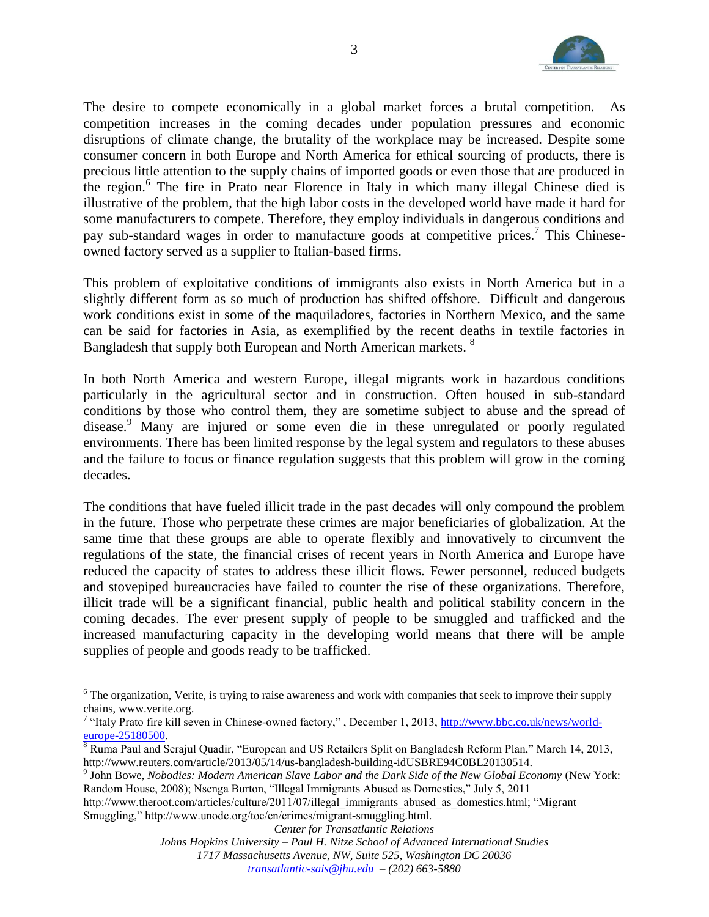The desire to compete economically in a global market forces a brutal competition. As competition increases in the coming decades under population pressures and economic disruptions of climate change, the brutality of the workplace may be increased. Despite some consumer concern in both Europe and North America for ethical sourcing of products, there is precious little attention to the supply chains of imported goods or even those that are produced in the region.[6] The fire in Prato near Florence in Italy in which many illegal Chinese died is illustrative of the problem, that the high labor costs in the developed world have made it hard for some manufacturers to compete. Therefore, they employ individuals in dangerous conditions and pay sub-standard wages in order to manufacture goods at competitive prices.[7] This Chinese-owned factory served as a supplier to Italian-based firms.

This problem of exploitative conditions of immigrants also exists in North America but in a slightly different form as so much of production has shifted offshore. Difficult and dangerous work conditions exist in some of the maquiladores, factories in Northern Mexico, and the same can be said for factories in Asia, as exemplified by the recent deaths in textile factories in Bangladesh that supply both European and North American markets.[8]

In both North America and western Europe, illegal migrants work in hazardous conditions particularly in the agricultural sector and in construction. Often housed in sub-standard conditions by those who control them, they are sometime subject to abuse and the spread of disease.[9] Many are injured or some even die in these unregulated or poorly regulated environments. There has been limited response by the legal system and regulators to these abuses and the failure to focus or finance regulation suggests that this problem will grow in the coming decades.

The conditions that have fueled illicit trade in the past decades will only compound the problem in the future. Those who perpetrate these crimes are major beneficiaries of globalization. At the same time that these groups are able to operate flexibly and innovatively to circumvent the regulations of the state, the financial crises of recent years in North America and Europe have reduced the capacity of states to address these illicit flows. Fewer personnel, reduced budgets and stovepiped bureaucracies have failed to counter the rise of these organizations. Therefore, illicit trade will be a significant financial, public health and political stability concern in the coming decades. The ever present supply of people to be smuggled and trafficked and the increased manufacturing capacity in the developing world means that there will be ample supplies of people and goods ready to be trafficked.

---

[6] The organization, Verite, is trying to raise awareness and work with companies that seek to improve their supply chains, www.verite.org.

[7] "Italy Prato fire kill seven in Chinese-owned factory," , December 1, 2013, http://www.bbc.co.uk/news/world-europe-25180500.

[8] Ruma Paul and Serajul Quadir, "European and US Retailers Split on Bangladesh Reform Plan," March 14, 2013, http://www.reuters.com/article/2013/05/14/us-bangladesh-building-idUSBRE94C0BL20130514.

[9] John Bowe, *Nobodies: Modern American Slave Labor and the Dark Side of the New Global Economy* (New York: Random House, 2008); Nsenga Burton, "Illegal Immigrants Abused as Domestics," July 5, 2011 http://www.theroot.com/articles/culture/2011/07/illegal_immigrants_abused_as_domestics.html; "Migrant Smuggling," http://www.unodc.org/toc/en/crimes/migrant-smuggling.html.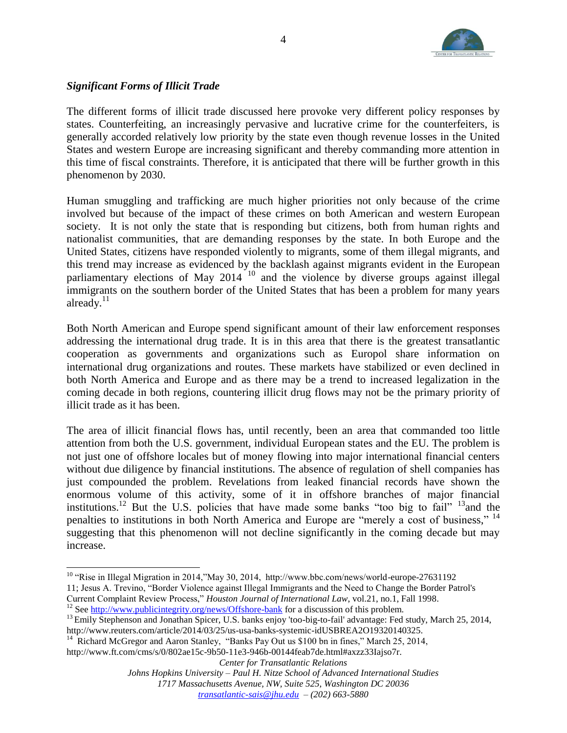### *Significant Forms of Illicit Trade*

The different forms of illicit trade discussed here provoke very different policy responses by states. Counterfeiting, an increasingly pervasive and lucrative crime for the counterfeiters, is generally accorded relatively low priority by the state even though revenue losses in the United States and western Europe are increasing significant and thereby commanding more attention in this time of fiscal constraints. Therefore, it is anticipated that there will be further growth in this phenomenon by 2030.

Human smuggling and trafficking are much higher priorities not only because of the crime involved but because of the impact of these crimes on both American and western European society. It is not only the state that is responding but citizens, both from human rights and nationalist communities, that are demanding responses by the state. In both Europe and the United States, citizens have responded violently to migrants, some of them illegal migrants, and this trend may increase as evidenced by the backlash against migrants evident in the European parliamentary elections of May 2014 [10] and the violence by diverse groups against illegal immigrants on the southern border of the United States that has been a problem for many years already.[11]

Both North American and Europe spend significant amount of their law enforcement responses addressing the international drug trade. It is in this area that there is the greatest transatlantic cooperation as governments and organizations such as Europol share information on international drug organizations and routes. These markets have stabilized or even declined in both North America and Europe and as there may be a trend to increased legalization in the coming decade in both regions, countering illicit drug flows may not be the primary priority of illicit trade as it has been.

The area of illicit financial flows has, until recently, been an area that commanded too little attention from both the U.S. government, individual European states and the EU. The problem is not just one of offshore locales but of money flowing into major international financial centers without due diligence by financial institutions. The absence of regulation of shell companies has just compounded the problem. Revelations from leaked financial records have shown the enormous volume of this activity, some of it in offshore branches of major financial institutions.[12] But the U.S. policies that have made some banks "too big to fail" [13]and the penalties to institutions in both North America and Europe are "merely a cost of business," [14] suggesting that this phenomenon will not decline significantly in the coming decade but may increase.

---

[10] "Rise in Illegal Migration in 2014,"May 30, 2014, http://www.bbc.com/news/world-europe-27631192

11; Jesus A. Trevino, "Border Violence against Illegal Immigrants and the Need to Change the Border Patrol's Current Complaint Review Process," *Houston Journal of International Law*, vol.21, no.1, Fall 1998.

[12] See http://www.publicintegrity.org/news/Offshore-bank for a discussion of this problem.

[13] Emily Stephenson and Jonathan Spicer, U.S. banks enjoy 'too-big-to-fail' advantage: Fed study, March 25, 2014, http://www.reuters.com/article/2014/03/25/us-usa-banks-systemic-idUSBREA2O19320140325.

[14] Richard McGregor and Aaron Stanley, "Banks Pay Out us $100 bn in fines," March 25, 2014, http://www.ft.com/cms/s/0/802ae15c-9b50-11e3-946b-00144feab7de.html#axzz33Iajso7r.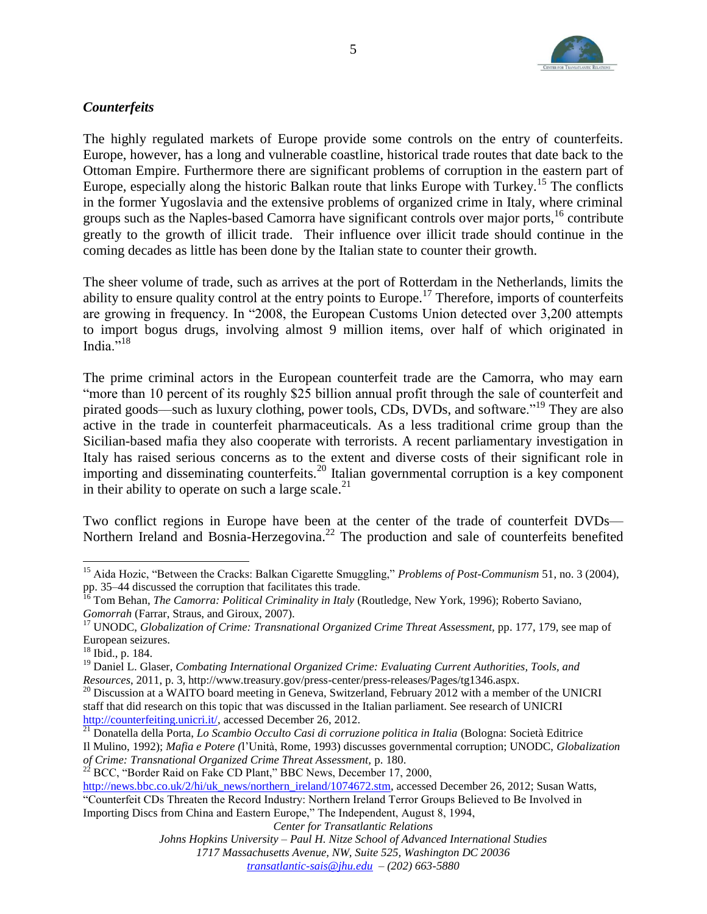### *Counterfeits*

The highly regulated markets of Europe provide some controls on the entry of counterfeits. Europe, however, has a long and vulnerable coastline, historical trade routes that date back to the Ottoman Empire. Furthermore there are significant problems of corruption in the eastern part of Europe, especially along the historic Balkan route that links Europe with Turkey.[15] The conflicts in the former Yugoslavia and the extensive problems of organized crime in Italy, where criminal groups such as the Naples-based Camorra have significant controls over major ports,[16] contribute greatly to the growth of illicit trade. Their influence over illicit trade should continue in the coming decades as little has been done by the Italian state to counter their growth.

The sheer volume of trade, such as arrives at the port of Rotterdam in the Netherlands, limits the ability to ensure quality control at the entry points to Europe.[17] Therefore, imports of counterfeits are growing in frequency. In "2008, the European Customs Union detected over 3,200 attempts to import bogus drugs, involving almost 9 million items, over half of which originated in India."[18]

The prime criminal actors in the European counterfeit trade are the Camorra, who may earn "more than 10 percent of its roughly $25 billion annual profit through the sale of counterfeit and pirated goods—such as luxury clothing, power tools, CDs, DVDs, and software."[19] They are also active in the trade in counterfeit pharmaceuticals. As a less traditional crime group than the Sicilian-based mafia they also cooperate with terrorists. A recent parliamentary investigation in Italy has raised serious concerns as to the extent and diverse costs of their significant role in importing and disseminating counterfeits.[20] Italian governmental corruption is a key component in their ability to operate on such a large scale.[21]

Two conflict regions in Europe have been at the center of the trade of counterfeit DVDs—Northern Ireland and Bosnia-Herzegovina.[22] The production and sale of counterfeits benefited

---

[15] Aida Hozic, "Between the Cracks: Balkan Cigarette Smuggling," *Problems of Post-Communism* 51, no. 3 (2004), pp. 35–44 discussed the corruption that facilitates this trade.

[16] Tom Behan, *The Camorra: Political Criminality in Italy* (Routledge, New York, 1996); Roberto Saviano, *Gomorrah* (Farrar, Straus, and Giroux, 2007).

[17] UNODC, *Globalization of Crime: Transnational Organized Crime Threat Assessment*, pp. 177, 179, see map of European seizures.

[18] Ibid., p. 184.

[19] Daniel L. Glaser, *Combating International Organized Crime: Evaluating Current Authorities, Tools, and Resources*, 2011, p. 3, http://www.treasury.gov/press-center/press-releases/Pages/tg1346.aspx.

[20] Discussion at a WAITO board meeting in Geneva, Switzerland, February 2012 with a member of the UNICRI staff that did research on this topic that was discussed in the Italian parliament. See research of UNICRI http://counterfeiting.unicri.it/, accessed December 26, 2012.

[21] Donatella della Porta, *Lo Scambio Occulto Casi di corruzione politica in Italia* (Bologna: Società Editrice Il Mulino, 1992); *Mafia e Potere (*l'Unità, Rome, 1993) discusses governmental corruption; UNODC, *Globalization of Crime: Transnational Organized Crime Threat Assessment,* p. 180.

[22] BCC, "Border Raid on Fake CD Plant," BBC News, December 17, 2000, http://news.bbc.co.uk/2/hi/uk_news/northern_ireland/1074672.stm, accessed December 26, 2012; Susan Watts, "Counterfeit CDs Threaten the Record Industry: Northern Ireland Terror Groups Believed to Be Involved in Importing Discs from China and Eastern Europe," The Independent, August 8, 1994,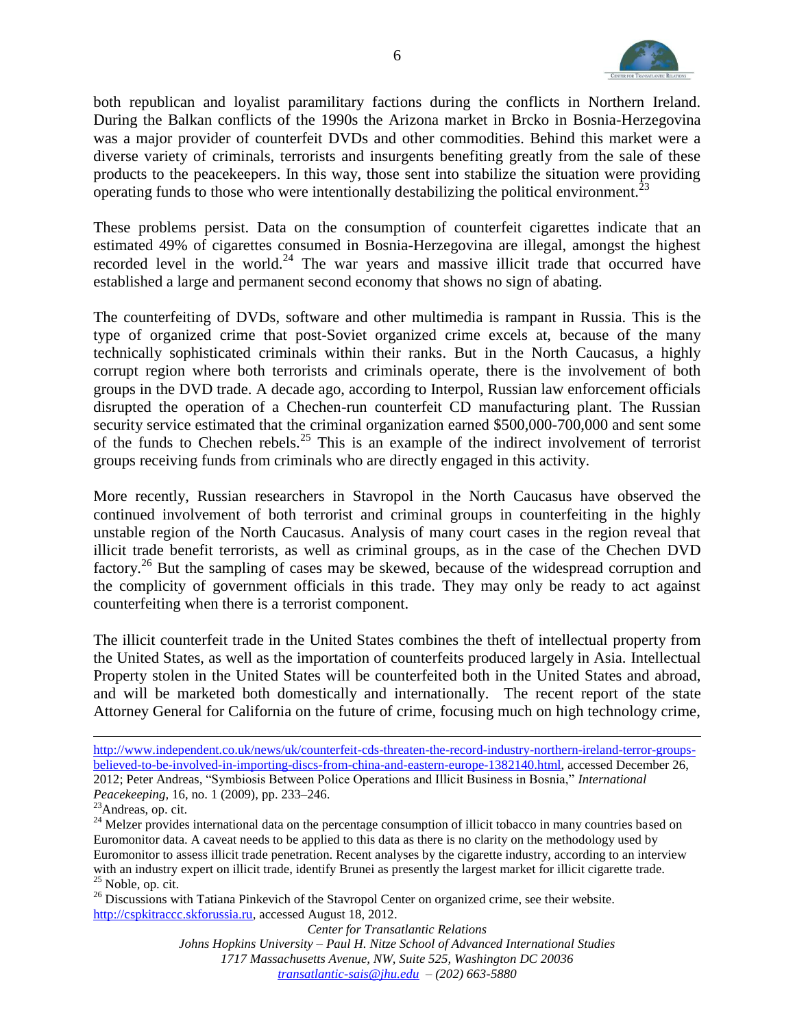both republican and loyalist paramilitary factions during the conflicts in Northern Ireland. During the Balkan conflicts of the 1990s the Arizona market in Brcko in Bosnia-Herzegovina was a major provider of counterfeit DVDs and other commodities. Behind this market were a diverse variety of criminals, terrorists and insurgents benefiting greatly from the sale of these products to the peacekeepers. In this way, those sent into stabilize the situation were providing operating funds to those who were intentionally destabilizing the political environment.[23]

These problems persist. Data on the consumption of counterfeit cigarettes indicate that an estimated 49% of cigarettes consumed in Bosnia-Herzegovina are illegal, amongst the highest recorded level in the world.[24] The war years and massive illicit trade that occurred have established a large and permanent second economy that shows no sign of abating.

The counterfeiting of DVDs, software and other multimedia is rampant in Russia. This is the type of organized crime that post-Soviet organized crime excels at, because of the many technically sophisticated criminals within their ranks. But in the North Caucasus, a highly corrupt region where both terrorists and criminals operate, there is the involvement of both groups in the DVD trade. A decade ago, according to Interpol, Russian law enforcement officials disrupted the operation of a Chechen-run counterfeit CD manufacturing plant. The Russian security service estimated that the criminal organization earned $500,000-700,000 and sent some of the funds to Chechen rebels.[25] This is an example of the indirect involvement of terrorist groups receiving funds from criminals who are directly engaged in this activity.

More recently, Russian researchers in Stavropol in the North Caucasus have observed the continued involvement of both terrorist and criminal groups in counterfeiting in the highly unstable region of the North Caucasus. Analysis of many court cases in the region reveal that illicit trade benefit terrorists, as well as criminal groups, as in the case of the Chechen DVD factory.[26] But the sampling of cases may be skewed, because of the widespread corruption and the complicity of government officials in this trade. They may only be ready to act against counterfeiting when there is a terrorist component.

The illicit counterfeit trade in the United States combines the theft of intellectual property from the United States, as well as the importation of counterfeits produced largely in Asia. Intellectual Property stolen in the United States will be counterfeited both in the United States and abroad, and will be marketed both domestically and internationally. The recent report of the state Attorney General for California on the future of crime, focusing much on high technology crime,

---

http://www.independent.co.uk/news/uk/counterfeit-cds-threaten-the-record-industry-northern-ireland-terror-groups-believed-to-be-involved-in-importing-discs-from-china-and-eastern-europe-1382140.html, accessed December 26, 2012; Peter Andreas, "Symbiosis Between Police Operations and Illicit Business in Bosnia," *International Peacekeeping*, 16, no. 1 (2009), pp. 233–246.

[23] Andreas, op. cit.

[24] Melzer provides international data on the percentage consumption of illicit tobacco in many countries based on Euromonitor data. A caveat needs to be applied to this data as there is no clarity on the methodology used by Euromonitor to assess illicit trade penetration. Recent analyses by the cigarette industry, according to an interview with an industry expert on illicit trade, identify Brunei as presently the largest market for illicit cigarette trade.

[25] Noble, op. cit.

[26] Discussions with Tatiana Pinkevich of the Stavropol Center on organized crime, see their website. http://cspkitraccc.skforussia.ru, accessed August 18, 2012.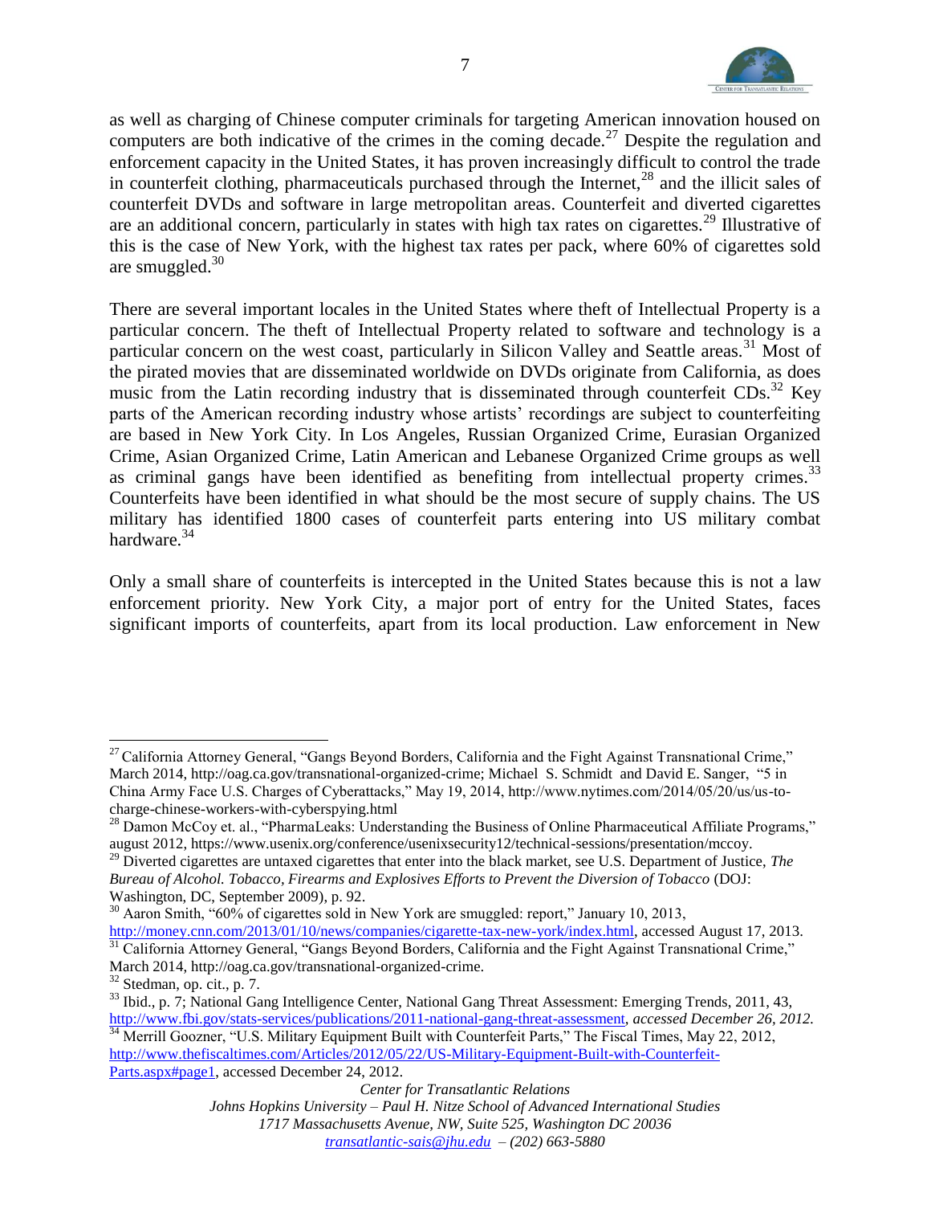as well as charging of Chinese computer criminals for targeting American innovation housed on computers are both indicative of the crimes in the coming decade.[27] Despite the regulation and enforcement capacity in the United States, it has proven increasingly difficult to control the trade in counterfeit clothing, pharmaceuticals purchased through the Internet,[28] and the illicit sales of counterfeit DVDs and software in large metropolitan areas. Counterfeit and diverted cigarettes are an additional concern, particularly in states with high tax rates on cigarettes.[29] Illustrative of this is the case of New York, with the highest tax rates per pack, where 60% of cigarettes sold are smuggled.[30]

There are several important locales in the United States where theft of Intellectual Property is a particular concern. The theft of Intellectual Property related to software and technology is a particular concern on the west coast, particularly in Silicon Valley and Seattle areas.[31] Most of the pirated movies that are disseminated worldwide on DVDs originate from California, as does music from the Latin recording industry that is disseminated through counterfeit CDs.[32] Key parts of the American recording industry whose artists' recordings are subject to counterfeiting are based in New York City. In Los Angeles, Russian Organized Crime, Eurasian Organized Crime, Asian Organized Crime, Latin American and Lebanese Organized Crime groups as well as criminal gangs have been identified as benefiting from intellectual property crimes.[33] Counterfeits have been identified in what should be the most secure of supply chains. The US military has identified 1800 cases of counterfeit parts entering into US military combat hardware.[34]

Only a small share of counterfeits is intercepted in the United States because this is not a law enforcement priority. New York City, a major port of entry for the United States, faces significant imports of counterfeits, apart from its local production. Law enforcement in New

---

[27] California Attorney General, "Gangs Beyond Borders, California and the Fight Against Transnational Crime," March 2014, http://oag.ca.gov/transnational-organized-crime; Michael S. Schmidt and David E. Sanger, "5 in China Army Face U.S. Charges of Cyberattacks," May 19, 2014, http://www.nytimes.com/2014/05/20/us/us-to-charge-chinese-workers-with-cyberspying.html

[28] Damon McCoy et. al., "PharmaLeaks: Understanding the Business of Online Pharmaceutical Affiliate Programs," august 2012, https://www.usenix.org/conference/usenixsecurity12/technical-sessions/presentation/mccoy.

[29] Diverted cigarettes are untaxed cigarettes that enter into the black market, see U.S. Department of Justice, *The Bureau of Alcohol. Tobacco, Firearms and Explosives Efforts to Prevent the Diversion of Tobacco* (DOJ: Washington, DC, September 2009), p. 92.

[30] Aaron Smith, "60% of cigarettes sold in New York are smuggled: report," January 10, 2013, http://money.cnn.com/2013/01/10/news/companies/cigarette-tax-new-york/index.html, accessed August 17, 2013.

[31] California Attorney General, "Gangs Beyond Borders, California and the Fight Against Transnational Crime," March 2014, http://oag.ca.gov/transnational-organized-crime.

[32] Stedman, op. cit., p. 7.

[33] Ibid., p. 7; National Gang Intelligence Center, National Gang Threat Assessment: Emerging Trends, 2011, 43, http://www.fbi.gov/stats-services/publications/2011-national-gang-threat-assessment, *accessed December 26, 2012.*

[34] Merrill Goozner, "U.S. Military Equipment Built with Counterfeit Parts," The Fiscal Times, May 22, 2012, http://www.thefiscaltimes.com/Articles/2012/05/22/US-Military-Equipment-Built-with-Counterfeit-Parts.aspx#page1, accessed December 24, 2012.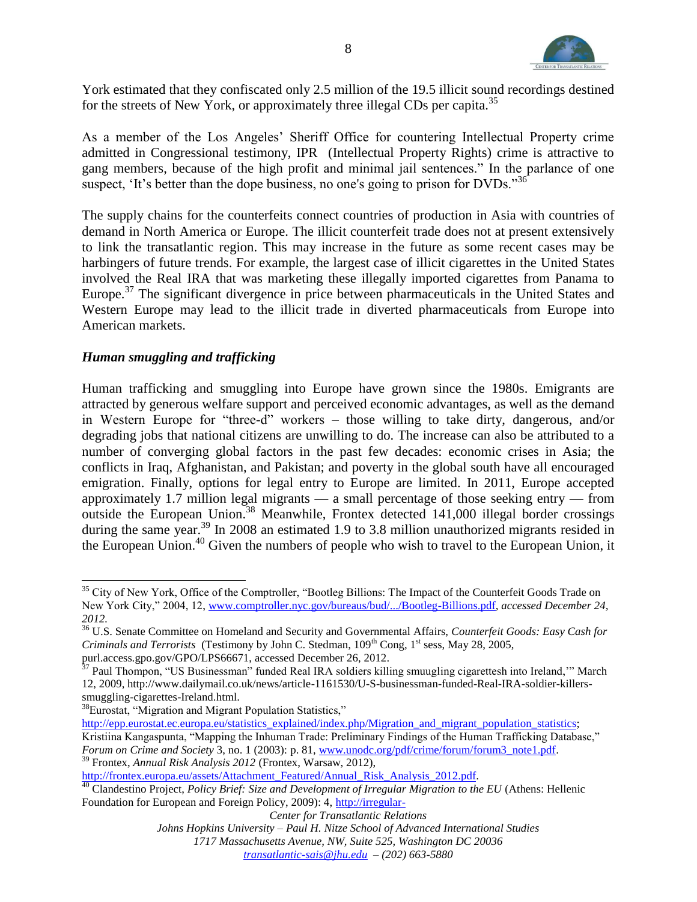York estimated that they confiscated only 2.5 million of the 19.5 illicit sound recordings destined for the streets of New York, or approximately three illegal CDs per capita.[35]

As a member of the Los Angeles' Sheriff Office for countering Intellectual Property crime admitted in Congressional testimony, IPR (Intellectual Property Rights) crime is attractive to gang members, because of the high profit and minimal jail sentences." In the parlance of one suspect, 'It's better than the dope business, no one's going to prison for DVDs."[36]

The supply chains for the counterfeits connect countries of production in Asia with countries of demand in North America or Europe. The illicit counterfeit trade does not at present extensively to link the transatlantic region. This may increase in the future as some recent cases may be harbingers of future trends. For example, the largest case of illicit cigarettes in the United States involved the Real IRA that was marketing these illegally imported cigarettes from Panama to Europe.[37] The significant divergence in price between pharmaceuticals in the United States and Western Europe may lead to the illicit trade in diverted pharmaceuticals from Europe into American markets.

### *Human smuggling and trafficking*

Human trafficking and smuggling into Europe have grown since the 1980s. Emigrants are attracted by generous welfare support and perceived economic advantages, as well as the demand in Western Europe for "three-d" workers – those willing to take dirty, dangerous, and/or degrading jobs that national citizens are unwilling to do. The increase can also be attributed to a number of converging global factors in the past few decades: economic crises in Asia; the conflicts in Iraq, Afghanistan, and Pakistan; and poverty in the global south have all encouraged emigration. Finally, options for legal entry to Europe are limited. In 2011, Europe accepted approximately 1.7 million legal migrants — a small percentage of those seeking entry — from outside the European Union.[38] Meanwhile, Frontex detected 141,000 illegal border crossings during the same year.[39] In 2008 an estimated 1.9 to 3.8 million unauthorized migrants resided in the European Union.[40] Given the numbers of people who wish to travel to the European Union, it

---

[35] City of New York, Office of the Comptroller, "Bootleg Billions: The Impact of the Counterfeit Goods Trade on New York City," 2004, 12, www.comptroller.nyc.gov/bureaus/bud/.../Bootleg-Billions.pdf, *accessed December 24, 2012.*

[36] U.S. Senate Committee on Homeland and Security and Governmental Affairs, *Counterfeit Goods: Easy Cash for Criminals and Terrorists* (Testimony by John C. Stedman, 109th Cong, 1st sess, May 28, 2005, purl.access.gpo.gov/GPO/LPS66671, accessed December 26, 2012.

[37] Paul Thompon, "US Businessman" funded Real IRA soldiers killing smuugling cigarettesh into Ireland,'" March 12, 2009, http://www.dailymail.co.uk/news/article-1161530/U-S-businessman-funded-Real-IRA-soldier-killers-smuggling-cigarettes-Ireland.html.

[38] Eurostat, "Migration and Migrant Population Statistics," http://epp.eurostat.ec.europa.eu/statistics_explained/index.php/Migration_and_migrant_population_statistics; Kristiina Kangaspunta, "Mapping the Inhuman Trade: Preliminary Findings of the Human Trafficking Database," *Forum on Crime and Society* 3, no. 1 (2003): p. 81, www.unodc.org/pdf/crime/forum/forum3_note1.pdf.

[39] Frontex, *Annual Risk Analysis 2012* (Frontex, Warsaw, 2012), http://frontex.europa.eu/assets/Attachment_Featured/Annual_Risk_Analysis_2012.pdf.

[40] Clandestino Project, *Policy Brief: Size and Development of Irregular Migration to the EU* (Athens: Hellenic Foundation for European and Foreign Policy, 2009): 4, http://irregular-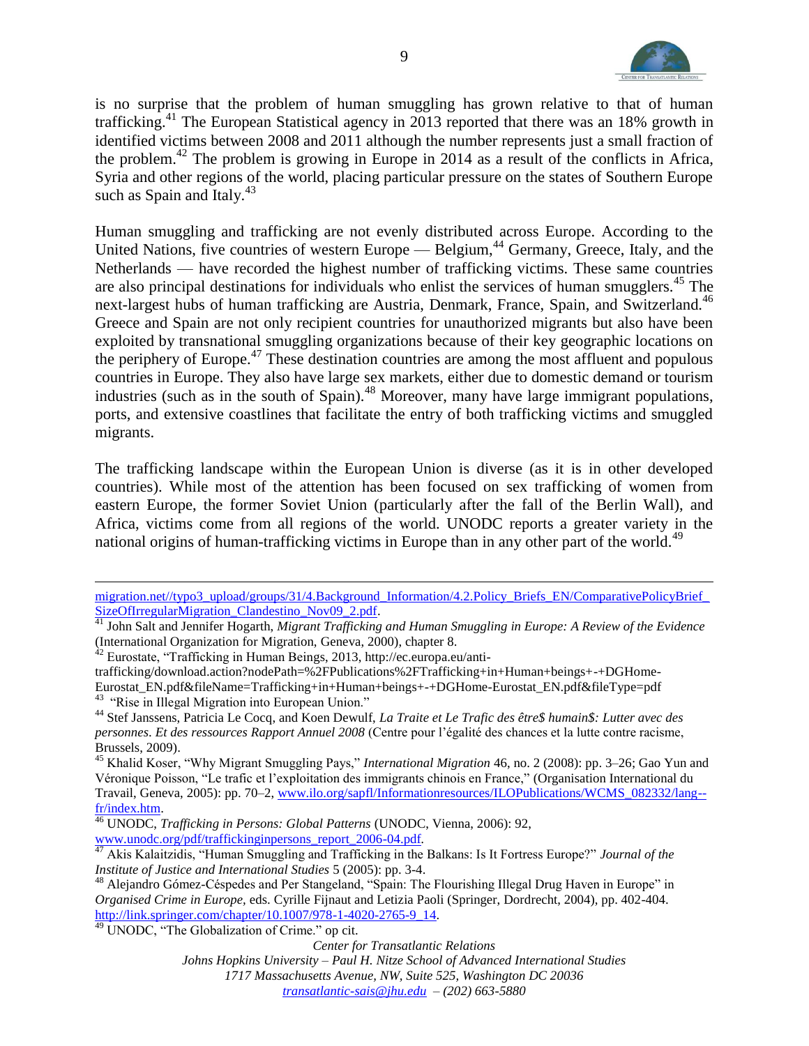is no surprise that the problem of human smuggling has grown relative to that of human trafficking.[41] The European Statistical agency in 2013 reported that there was an 18% growth in identified victims between 2008 and 2011 although the number represents just a small fraction of the problem.[42] The problem is growing in Europe in 2014 as a result of the conflicts in Africa, Syria and other regions of the world, placing particular pressure on the states of Southern Europe such as Spain and Italy.[43]

Human smuggling and trafficking are not evenly distributed across Europe. According to the United Nations, five countries of western Europe — Belgium,[44] Germany, Greece, Italy, and the Netherlands — have recorded the highest number of trafficking victims. These same countries are also principal destinations for individuals who enlist the services of human smugglers.[45] The next-largest hubs of human trafficking are Austria, Denmark, France, Spain, and Switzerland.[46] Greece and Spain are not only recipient countries for unauthorized migrants but also have been exploited by transnational smuggling organizations because of their key geographic locations on the periphery of Europe.[47] These destination countries are among the most affluent and populous countries in Europe. They also have large sex markets, either due to domestic demand or tourism industries (such as in the south of Spain).[48] Moreover, many have large immigrant populations, ports, and extensive coastlines that facilitate the entry of both trafficking victims and smuggled migrants.

The trafficking landscape within the European Union is diverse (as it is in other developed countries). While most of the attention has been focused on sex trafficking of women from eastern Europe, the former Soviet Union (particularly after the fall of the Berlin Wall), and Africa, victims come from all regions of the world. UNODC reports a greater variety in the national origins of human-trafficking victims in Europe than in any other part of the world.[49]

---

migration.net//typo3_upload/groups/31/4.Background_Information/4.2.Policy_Briefs_EN/ComparativePolicyBrief_SizeOfIrregularMigration_Clandestino_Nov09_2.pdf.

[41] John Salt and Jennifer Hogarth, *Migrant Trafficking and Human Smuggling in Europe: A Review of the Evidence* (International Organization for Migration, Geneva, 2000), chapter 8.

[42] Eurostate, "Trafficking in Human Beings, 2013, http://ec.europa.eu/anti-trafficking/download.action?nodePath=%2FPublications%2FTrafficking+in+Human+beings+-+DGHome-Eurostat_EN.pdf&fileName=Trafficking+in+Human+beings+-+DGHome-Eurostat_EN.pdf&fileType=pdf

[43] "Rise in Illegal Migration into European Union."

[44] Stef Janssens, Patricia Le Cocq, and Koen Dewulf, *La Traite et Le Trafic des être$ humain$: Lutter avec des personnes. Et des ressources Rapport Annuel 2008* (Centre pour l'égalité des chances et la lutte contre racisme, Brussels, 2009).

[45] Khalid Koser, "Why Migrant Smuggling Pays," *International Migration* 46, no. 2 (2008): pp. 3–26; Gao Yun and Véronique Poisson, "Le trafic et l'exploitation des immigrants chinois en France," (Organisation International du Travail, Geneva, 2005): pp. 70–2, www.ilo.org/sapfl/Informationresources/ILOPublications/WCMS_082332/lang--fr/index.htm.

[46] UNODC, *Trafficking in Persons: Global Patterns* (UNODC, Vienna, 2006): 92, www.unodc.org/pdf/traffickinginpersons_report_2006-04.pdf.

[47] Akis Kalaitzidis, "Human Smuggling and Trafficking in the Balkans: Is It Fortress Europe?" *Journal of the Institute of Justice and International Studies* 5 (2005): pp. 3-4.

[48] Alejandro Gómez-Céspedes and Per Stangeland, "Spain: The Flourishing Illegal Drug Haven in Europe" in *Organised Crime in Europe*, eds. Cyrille Fijnaut and Letizia Paoli (Springer, Dordrecht, 2004), pp. 402-404. http://link.springer.com/chapter/10.1007/978-1-4020-2765-9_14.

[49] UNODC, "The Globalization of Crime." op cit.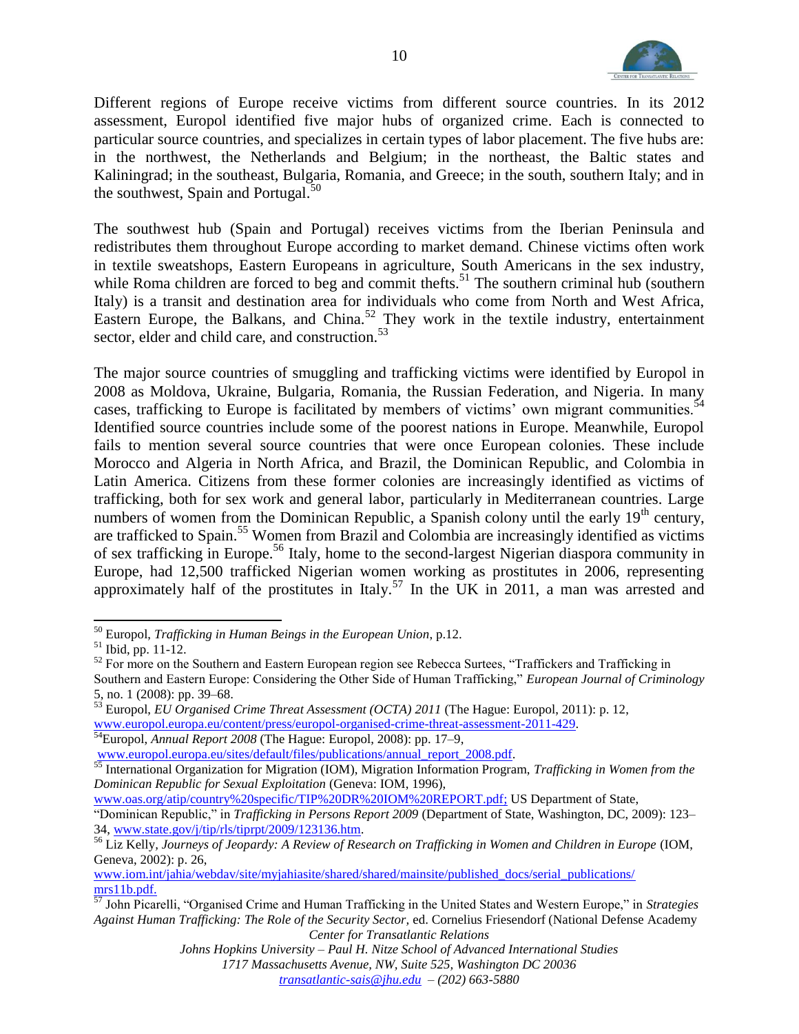Different regions of Europe receive victims from different source countries. In its 2012 assessment, Europol identified five major hubs of organized crime. Each is connected to particular source countries, and specializes in certain types of labor placement. The five hubs are: in the northwest, the Netherlands and Belgium; in the northeast, the Baltic states and Kaliningrad; in the southeast, Bulgaria, Romania, and Greece; in the south, southern Italy; and in the southwest, Spain and Portugal.[50]

The southwest hub (Spain and Portugal) receives victims from the Iberian Peninsula and redistributes them throughout Europe according to market demand. Chinese victims often work in textile sweatshops, Eastern Europeans in agriculture, South Americans in the sex industry, while Roma children are forced to beg and commit thefts.[51] The southern criminal hub (southern Italy) is a transit and destination area for individuals who come from North and West Africa, Eastern Europe, the Balkans, and China.[52] They work in the textile industry, entertainment sector, elder and child care, and construction.[53]

The major source countries of smuggling and trafficking victims were identified by Europol in 2008 as Moldova, Ukraine, Bulgaria, Romania, the Russian Federation, and Nigeria. In many cases, trafficking to Europe is facilitated by members of victims' own migrant communities.[54] Identified source countries include some of the poorest nations in Europe. Meanwhile, Europol fails to mention several source countries that were once European colonies. These include Morocco and Algeria in North Africa, and Brazil, the Dominican Republic, and Colombia in Latin America. Citizens from these former colonies are increasingly identified as victims of trafficking, both for sex work and general labor, particularly in Mediterranean countries. Large numbers of women from the Dominican Republic, a Spanish colony until the early 19th century, are trafficked to Spain.[55] Women from Brazil and Colombia are increasingly identified as victims of sex trafficking in Europe.[56] Italy, home to the second-largest Nigerian diaspora community in Europe, had 12,500 trafficked Nigerian women working as prostitutes in 2006, representing approximately half of the prostitutes in Italy.[57] In the UK in 2011, a man was arrested and

---

[50] Europol, *Trafficking in Human Beings in the European Union*, p.12.

[51] Ibid, pp. 11-12.

[52] For more on the Southern and Eastern European region see Rebecca Surtees, "Traffickers and Trafficking in Southern and Eastern Europe: Considering the Other Side of Human Trafficking," *European Journal of Criminology* 5, no. 1 (2008): pp. 39–68.

[53] Europol, *EU Organised Crime Threat Assessment (OCTA) 2011* (The Hague: Europol, 2011): p. 12, www.europol.europa.eu/content/press/europol-organised-crime-threat-assessment-2011-429.

[54] Europol, *Annual Report 2008* (The Hague: Europol, 2008): pp. 17–9, www.europol.europa.eu/sites/default/files/publications/annual_report_2008.pdf.

[55] International Organization for Migration (IOM), Migration Information Program, *Trafficking in Women from the Dominican Republic for Sexual Exploitation* (Geneva: IOM, 1996), www.oas.org/atip/country%20specific/TIP%20DR%20IOM%20REPORT.pdf; US Department of State, "Dominican Republic," in *Trafficking in Persons Report 2009* (Department of State, Washington, DC, 2009): 123–34, www.state.gov/j/tip/rls/tiprpt/2009/123136.htm.

[56] Liz Kelly, *Journeys of Jeopardy: A Review of Research on Trafficking in Women and Children in Europe* (IOM, Geneva, 2002): p. 26, www.iom.int/jahia/webdav/site/myjahiasite/shared/shared/mainsite/published_docs/serial_publications/mrs11b.pdf.

[57] John Picarelli, "Organised Crime and Human Trafficking in the United States and Western Europe," in *Strategies Against Human Trafficking: The Role of the Security Sector,* ed. Cornelius Friesendorf (National Defense Academy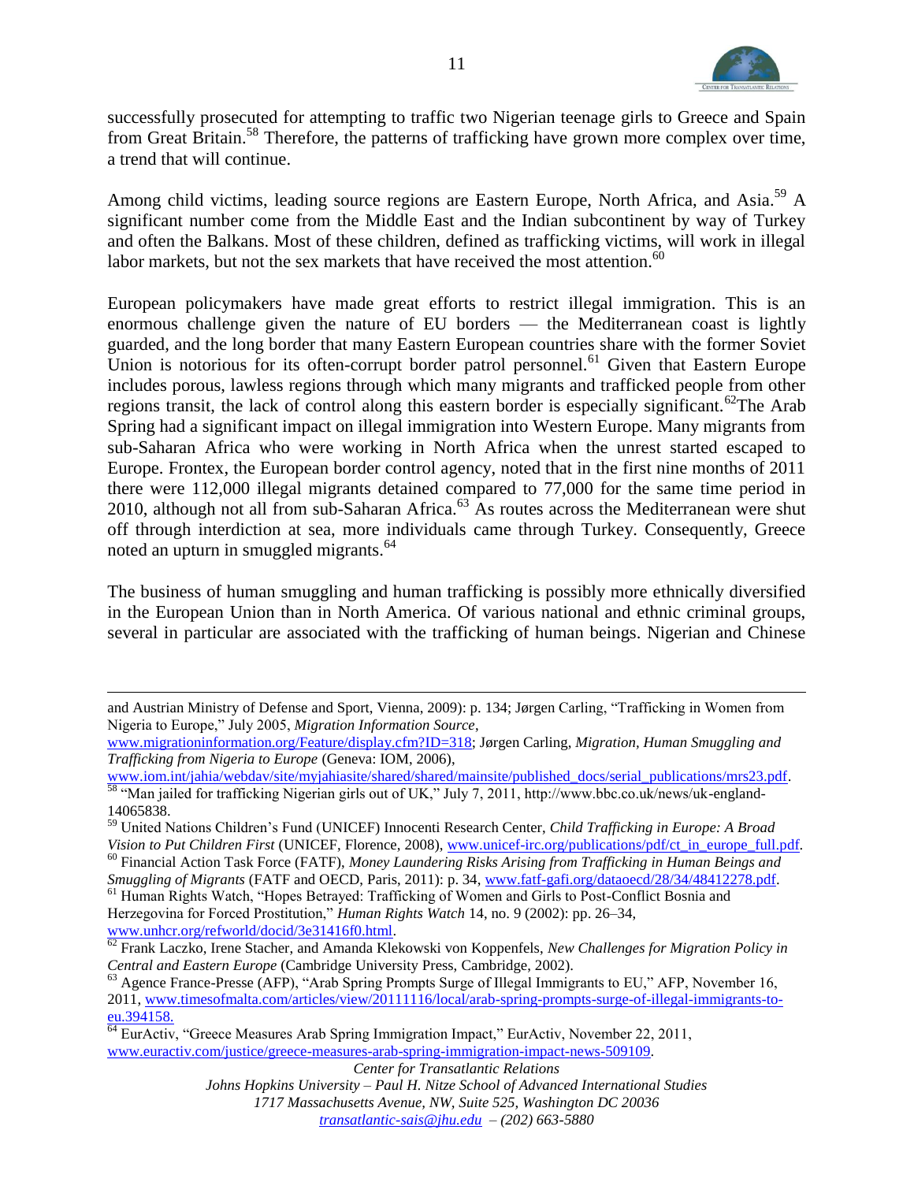successfully prosecuted for attempting to traffic two Nigerian teenage girls to Greece and Spain from Great Britain.[58] Therefore, the patterns of trafficking have grown more complex over time, a trend that will continue.

Among child victims, leading source regions are Eastern Europe, North Africa, and Asia.[59] A significant number come from the Middle East and the Indian subcontinent by way of Turkey and often the Balkans. Most of these children, defined as trafficking victims, will work in illegal labor markets, but not the sex markets that have received the most attention.[60]

European policymakers have made great efforts to restrict illegal immigration. This is an enormous challenge given the nature of EU borders — the Mediterranean coast is lightly guarded, and the long border that many Eastern European countries share with the former Soviet Union is notorious for its often-corrupt border patrol personnel.[61] Given that Eastern Europe includes porous, lawless regions through which many migrants and trafficked people from other regions transit, the lack of control along this eastern border is especially significant.[62]The Arab Spring had a significant impact on illegal immigration into Western Europe. Many migrants from sub-Saharan Africa who were working in North Africa when the unrest started escaped to Europe. Frontex, the European border control agency, noted that in the first nine months of 2011 there were 112,000 illegal migrants detained compared to 77,000 for the same time period in 2010, although not all from sub-Saharan Africa.[63] As routes across the Mediterranean were shut off through interdiction at sea, more individuals came through Turkey. Consequently, Greece noted an upturn in smuggled migrants.[64]

The business of human smuggling and human trafficking is possibly more ethnically diversified in the European Union than in North America. Of various national and ethnic criminal groups, several in particular are associated with the trafficking of human beings. Nigerian and Chinese

---

and Austrian Ministry of Defense and Sport, Vienna, 2009): p. 134; Jørgen Carling, "Trafficking in Women from Nigeria to Europe," July 2005, *Migration Information Source*, www.migrationinformation.org/Feature/display.cfm?ID=318; Jørgen Carling, *Migration, Human Smuggling and Trafficking from Nigeria to Europe* (Geneva: IOM, 2006), www.iom.int/jahia/webdav/site/myjahiasite/shared/shared/mainsite/published_docs/serial_publications/mrs23.pdf.

[58] "Man jailed for trafficking Nigerian girls out of UK," July 7, 2011, http://www.bbc.co.uk/news/uk-england-14065838.

[59] United Nations Children's Fund (UNICEF) Innocenti Research Center, *Child Trafficking in Europe: A Broad Vision to Put Children First* (UNICEF, Florence, 2008), www.unicef-irc.org/publications/pdf/ct_in_europe_full.pdf.

[60] Financial Action Task Force (FATF), *Money Laundering Risks Arising from Trafficking in Human Beings and Smuggling of Migrants* (FATF and OECD, Paris, 2011): p. 34, www.fatf-gafi.org/dataoecd/28/34/48412278.pdf.

[61] Human Rights Watch, "Hopes Betrayed: Trafficking of Women and Girls to Post-Conflict Bosnia and Herzegovina for Forced Prostitution," *Human Rights Watch* 14, no. 9 (2002): pp. 26–34, www.unhcr.org/refworld/docid/3e31416f0.html.

[62] Frank Laczko, Irene Stacher, and Amanda Klekowski von Koppenfels, *New Challenges for Migration Policy in Central and Eastern Europe* (Cambridge University Press, Cambridge, 2002).

[63] Agence France-Presse (AFP), "Arab Spring Prompts Surge of Illegal Immigrants to EU," AFP, November 16, 2011, www.timesofmalta.com/articles/view/20111116/local/arab-spring-prompts-surge-of-illegal-immigrants-to-eu.394158.

[64] EurActiv, "Greece Measures Arab Spring Immigration Impact," EurActiv, November 22, 2011, www.euractiv.com/justice/greece-measures-arab-spring-immigration-impact-news-509109.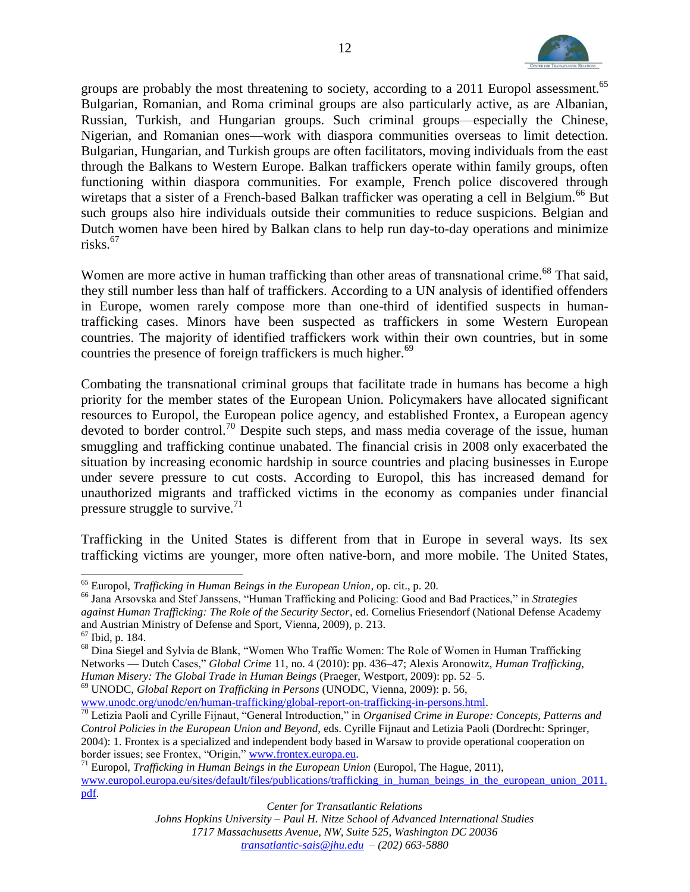groups are probably the most threatening to society, according to a 2011 Europol assessment.[65] Bulgarian, Romanian, and Roma criminal groups are also particularly active, as are Albanian, Russian, Turkish, and Hungarian groups. Such criminal groups—especially the Chinese, Nigerian, and Romanian ones—work with diaspora communities overseas to limit detection. Bulgarian, Hungarian, and Turkish groups are often facilitators, moving individuals from the east through the Balkans to Western Europe. Balkan traffickers operate within family groups, often functioning within diaspora communities. For example, French police discovered through wiretaps that a sister of a French-based Balkan trafficker was operating a cell in Belgium.[66] But such groups also hire individuals outside their communities to reduce suspicions. Belgian and Dutch women have been hired by Balkan clans to help run day-to-day operations and minimize risks.[67]

Women are more active in human trafficking than other areas of transnational crime.[68] That said, they still number less than half of traffickers. According to a UN analysis of identified offenders in Europe, women rarely compose more than one-third of identified suspects in human-trafficking cases. Minors have been suspected as traffickers in some Western European countries. The majority of identified traffickers work within their own countries, but in some countries the presence of foreign traffickers is much higher.[69]

Combating the transnational criminal groups that facilitate trade in humans has become a high priority for the member states of the European Union. Policymakers have allocated significant resources to Europol, the European police agency, and established Frontex, a European agency devoted to border control.[70] Despite such steps, and mass media coverage of the issue, human smuggling and trafficking continue unabated. The financial crisis in 2008 only exacerbated the situation by increasing economic hardship in source countries and placing businesses in Europe under severe pressure to cut costs. According to Europol, this has increased demand for unauthorized migrants and trafficked victims in the economy as companies under financial pressure struggle to survive.[71]

Trafficking in the United States is different from that in Europe in several ways. Its sex trafficking victims are younger, more often native-born, and more mobile. The United States,

---

[65] Europol, *Trafficking in Human Beings in the European Union*, op. cit., p. 20.

[66] Jana Arsovska and Stef Janssens, "Human Trafficking and Policing: Good and Bad Practices," in *Strategies against Human Trafficking: The Role of the Security Sector*, ed. Cornelius Friesendorf (National Defense Academy and Austrian Ministry of Defense and Sport, Vienna, 2009), p. 213.

[67] Ibid, p. 184.

[68] Dina Siegel and Sylvia de Blank, "Women Who Traffic Women: The Role of Women in Human Trafficking Networks — Dutch Cases," *Global Crime* 11, no. 4 (2010): pp. 436–47; Alexis Aronowitz, *Human Trafficking, Human Misery: The Global Trade in Human Beings* (Praeger, Westport, 2009): pp. 52–5.

[69] UNODC, *Global Report on Trafficking in Persons* (UNODC, Vienna, 2009): p. 56, www.unodc.org/unodc/en/human-trafficking/global-report-on-trafficking-in-persons.html.

[70] Letizia Paoli and Cyrille Fijnaut, "General Introduction," in *Organised Crime in Europe: Concepts, Patterns and Control Policies in the European Union and Beyond*, eds. Cyrille Fijnaut and Letizia Paoli (Dordrecht: Springer, 2004): 1. Frontex is a specialized and independent body based in Warsaw to provide operational cooperation on border issues; see Frontex, "Origin," www.frontex.europa.eu.

[71] Europol, *Trafficking in Human Beings in the European Union* (Europol, The Hague, 2011), www.europol.europa.eu/sites/default/files/publications/trafficking_in_human_beings_in_the_european_union_2011.pdf.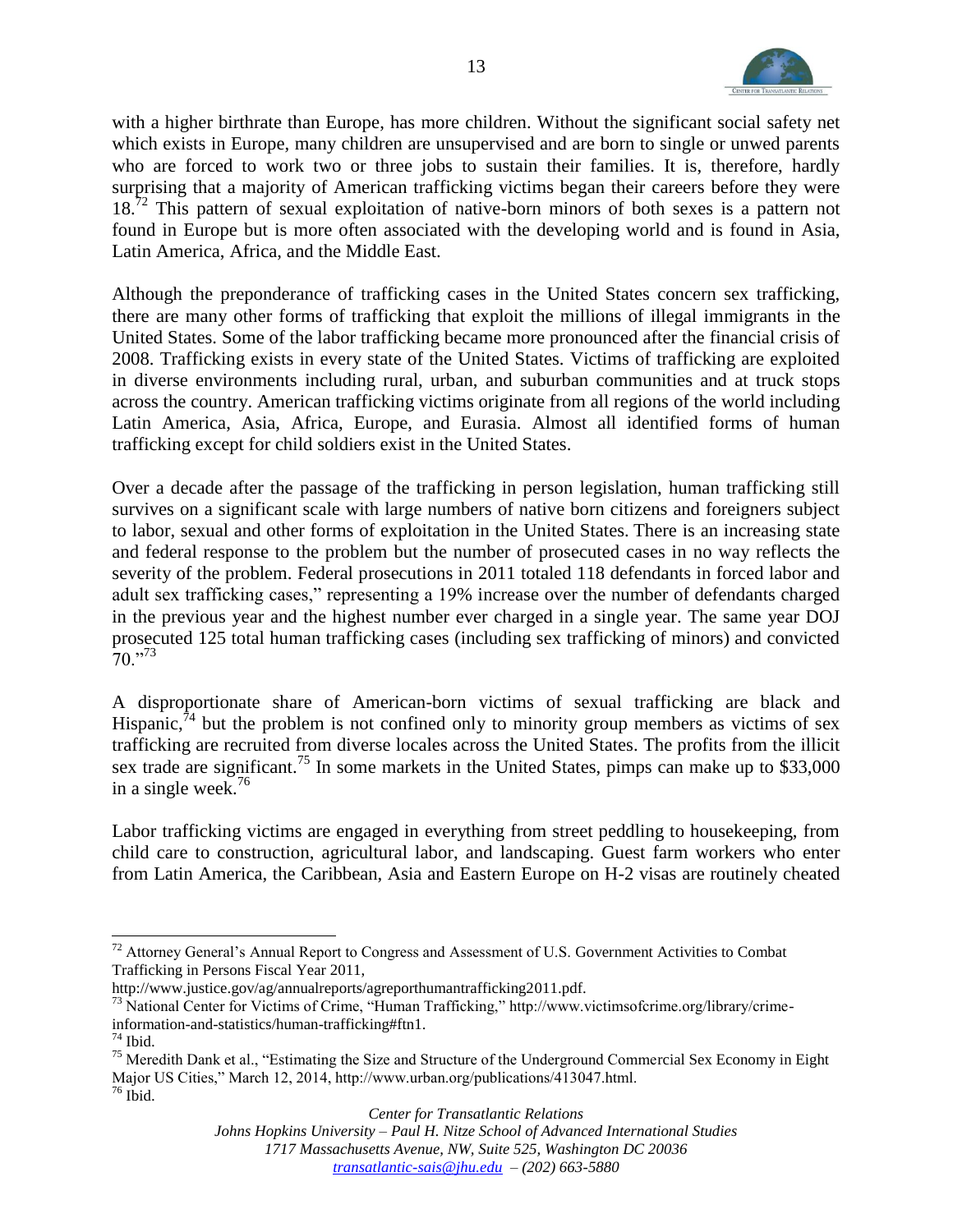with a higher birthrate than Europe, has more children. Without the significant social safety net which exists in Europe, many children are unsupervised and are born to single or unwed parents who are forced to work two or three jobs to sustain their families. It is, therefore, hardly surprising that a majority of American trafficking victims began their careers before they were 18.[72] This pattern of sexual exploitation of native-born minors of both sexes is a pattern not found in Europe but is more often associated with the developing world and is found in Asia, Latin America, Africa, and the Middle East.

Although the preponderance of trafficking cases in the United States concern sex trafficking, there are many other forms of trafficking that exploit the millions of illegal immigrants in the United States. Some of the labor trafficking became more pronounced after the financial crisis of 2008. Trafficking exists in every state of the United States. Victims of trafficking are exploited in diverse environments including rural, urban, and suburban communities and at truck stops across the country. American trafficking victims originate from all regions of the world including Latin America, Asia, Africa, Europe, and Eurasia. Almost all identified forms of human trafficking except for child soldiers exist in the United States.

Over a decade after the passage of the trafficking in person legislation, human trafficking still survives on a significant scale with large numbers of native born citizens and foreigners subject to labor, sexual and other forms of exploitation in the United States. There is an increasing state and federal response to the problem but the number of prosecuted cases in no way reflects the severity of the problem. Federal prosecutions in 2011 totaled 118 defendants in forced labor and adult sex trafficking cases," representing a 19% increase over the number of defendants charged in the previous year and the highest number ever charged in a single year. The same year DOJ prosecuted 125 total human trafficking cases (including sex trafficking of minors) and convicted 70."[73]

A disproportionate share of American-born victims of sexual trafficking are black and Hispanic,[74] but the problem is not confined only to minority group members as victims of sex trafficking are recruited from diverse locales across the United States. The profits from the illicit sex trade are significant.[75] In some markets in the United States, pimps can make up to $33,000 in a single week.[76]

Labor trafficking victims are engaged in everything from street peddling to housekeeping, from child care to construction, agricultural labor, and landscaping. Guest farm workers who enter from Latin America, the Caribbean, Asia and Eastern Europe on H-2 visas are routinely cheated

---

[72] Attorney General's Annual Report to Congress and Assessment of U.S. Government Activities to Combat Trafficking in Persons Fiscal Year 2011, http://www.justice.gov/ag/annualreports/agreporthumantrafficking2011.pdf.

[73] National Center for Victims of Crime, "Human Trafficking," http://www.victimsofcrime.org/library/crime-information-and-statistics/human-trafficking#ftn1.

[74] Ibid.

[75] Meredith Dank et al., "Estimating the Size and Structure of the Underground Commercial Sex Economy in Eight Major US Cities," March 12, 2014, http://www.urban.org/publications/413047.html.

[76] Ibid.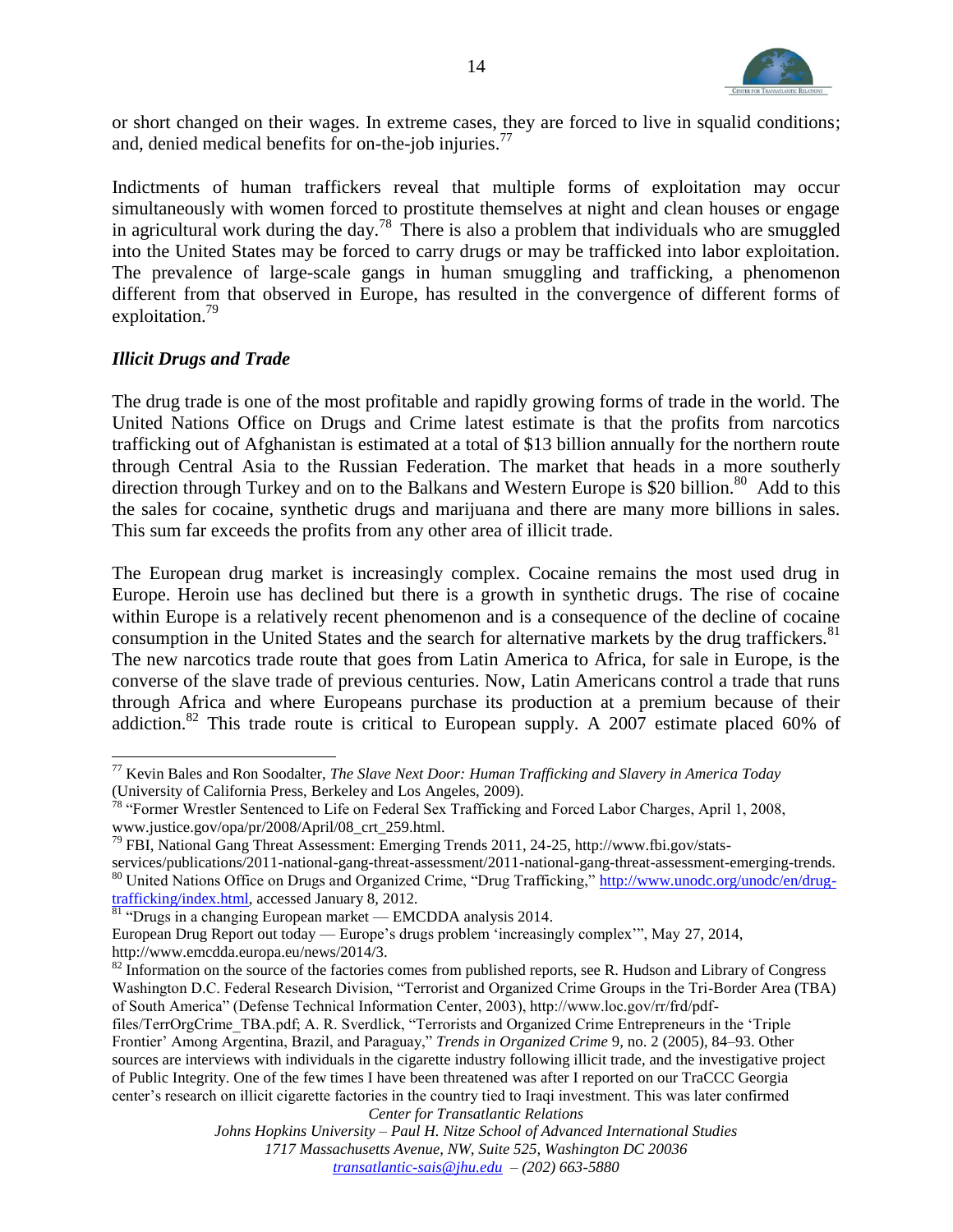or short changed on their wages. In extreme cases, they are forced to live in squalid conditions; and, denied medical benefits for on-the-job injuries.[77]

Indictments of human traffickers reveal that multiple forms of exploitation may occur simultaneously with women forced to prostitute themselves at night and clean houses or engage in agricultural work during the day.[78] There is also a problem that individuals who are smuggled into the United States may be forced to carry drugs or may be trafficked into labor exploitation. The prevalence of large-scale gangs in human smuggling and trafficking, a phenomenon different from that observed in Europe, has resulted in the convergence of different forms of exploitation.[79]

### *Illicit Drugs and Trade*

The drug trade is one of the most profitable and rapidly growing forms of trade in the world. The United Nations Office on Drugs and Crime latest estimate is that the profits from narcotics trafficking out of Afghanistan is estimated at a total of $13 billion annually for the northern route through Central Asia to the Russian Federation. The market that heads in a more southerly direction through Turkey and on to the Balkans and Western Europe is $20 billion.[80] Add to this the sales for cocaine, synthetic drugs and marijuana and there are many more billions in sales. This sum far exceeds the profits from any other area of illicit trade.

The European drug market is increasingly complex. Cocaine remains the most used drug in Europe. Heroin use has declined but there is a growth in synthetic drugs. The rise of cocaine within Europe is a relatively recent phenomenon and is a consequence of the decline of cocaine consumption in the United States and the search for alternative markets by the drug traffickers.[81] The new narcotics trade route that goes from Latin America to Africa, for sale in Europe, is the converse of the slave trade of previous centuries. Now, Latin Americans control a trade that runs through Africa and where Europeans purchase its production at a premium because of their addiction.[82] This trade route is critical to European supply. A 2007 estimate placed 60% of

---

[77] Kevin Bales and Ron Soodalter, *The Slave Next Door: Human Trafficking and Slavery in America Today* (University of California Press, Berkeley and Los Angeles, 2009).

[78] "Former Wrestler Sentenced to Life on Federal Sex Trafficking and Forced Labor Charges, April 1, 2008, www.justice.gov/opa/pr/2008/April/08_crt_259.html.

[79] FBI, National Gang Threat Assessment: Emerging Trends 2011, 24-25, http://www.fbi.gov/stats-services/publications/2011-national-gang-threat-assessment/2011-national-gang-threat-assessment-emerging-trends.

[80] United Nations Office on Drugs and Organized Crime, "Drug Trafficking," http://www.unodc.org/unodc/en/drug-trafficking/index.html, accessed January 8, 2012.

[81] "Drugs in a changing European market — EMCDDA analysis 2014. European Drug Report out today — Europe's drugs problem 'increasingly complex'", May 27, 2014, http://www.emcdda.europa.eu/news/2014/3.

[82] Information on the source of the factories comes from published reports, see R. Hudson and Library of Congress Washington D.C. Federal Research Division, "Terrorist and Organized Crime Groups in the Tri-Border Area (TBA) of South America" (Defense Technical Information Center, 2003), http://www.loc.gov/rr/frd/pdf-files/TerrOrgCrime_TBA.pdf; A. R. Sverdlick, "Terrorists and Organized Crime Entrepreneurs in the 'Triple Frontier' Among Argentina, Brazil, and Paraguay," *Trends in Organized Crime* 9, no. 2 (2005), 84–93. Other sources are interviews with individuals in the cigarette industry following illicit trade, and the investigative project of Public Integrity. One of the few times I have been threatened was after I reported on our TraCCC Georgia center's research on illicit cigarette factories in the country tied to Iraqi investment. This was later confirmed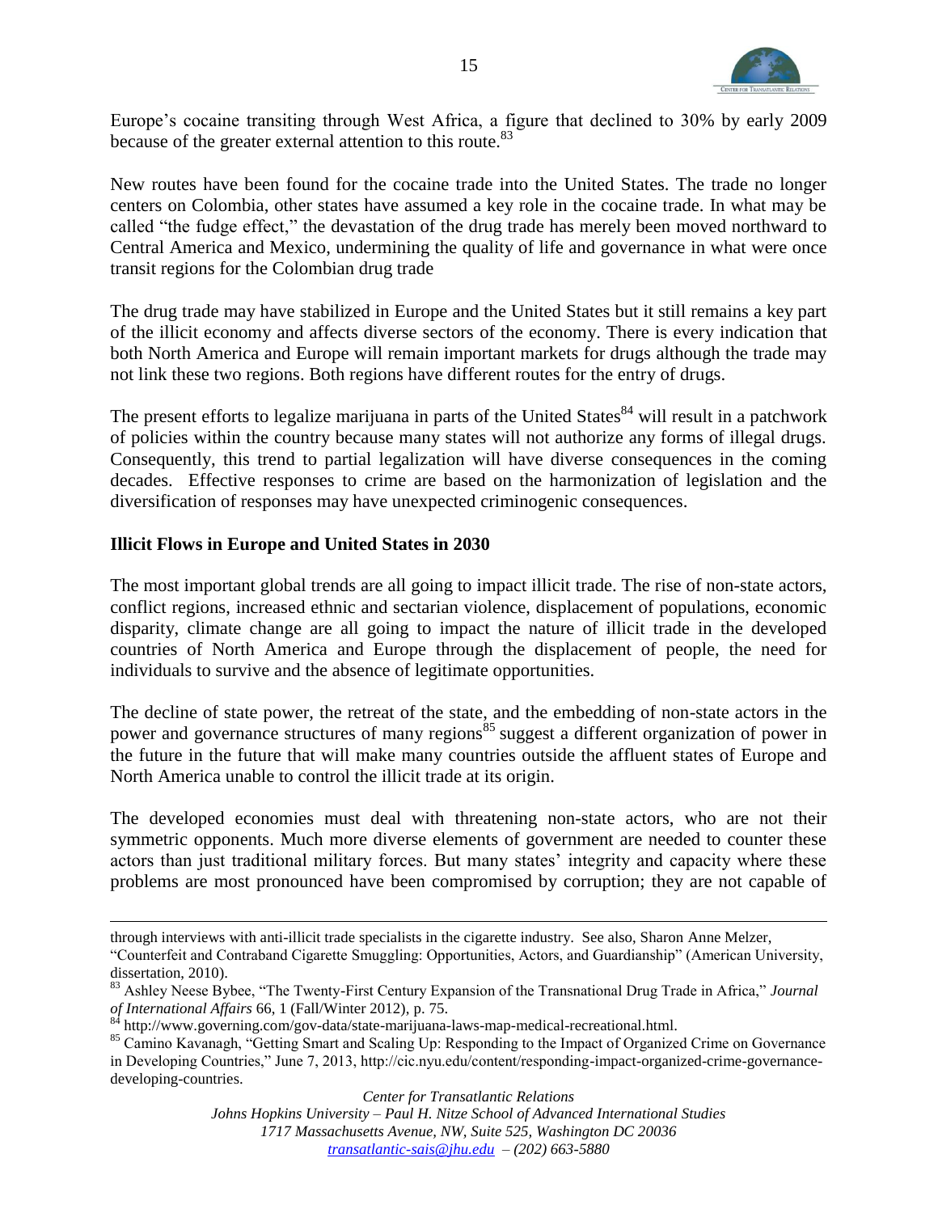Europe's cocaine transiting through West Africa, a figure that declined to 30% by early 2009 because of the greater external attention to this route.[83]

New routes have been found for the cocaine trade into the United States. The trade no longer centers on Colombia, other states have assumed a key role in the cocaine trade. In what may be called "the fudge effect," the devastation of the drug trade has merely been moved northward to Central America and Mexico, undermining the quality of life and governance in what were once transit regions for the Colombian drug trade

The drug trade may have stabilized in Europe and the United States but it still remains a key part of the illicit economy and affects diverse sectors of the economy. There is every indication that both North America and Europe will remain important markets for drugs although the trade may not link these two regions. Both regions have different routes for the entry of drugs.

The present efforts to legalize marijuana in parts of the United States[84] will result in a patchwork of policies within the country because many states will not authorize any forms of illegal drugs. Consequently, this trend to partial legalization will have diverse consequences in the coming decades. Effective responses to crime are based on the harmonization of legislation and the diversification of responses may have unexpected criminogenic consequences.

**Illicit Flows in Europe and United States in 2030**

The most important global trends are all going to impact illicit trade. The rise of non-state actors, conflict regions, increased ethnic and sectarian violence, displacement of populations, economic disparity, climate change are all going to impact the nature of illicit trade in the developed countries of North America and Europe through the displacement of people, the need for individuals to survive and the absence of legitimate opportunities.

The decline of state power, the retreat of the state, and the embedding of non-state actors in the power and governance structures of many regions[85] suggest a different organization of power in the future in the future that will make many countries outside the affluent states of Europe and North America unable to control the illicit trade at its origin.

The developed economies must deal with threatening non-state actors, who are not their symmetric opponents. Much more diverse elements of government are needed to counter these actors than just traditional military forces. But many states' integrity and capacity where these problems are most pronounced have been compromised by corruption; they are not capable of

---

through interviews with anti-illicit trade specialists in the cigarette industry. See also, Sharon Anne Melzer, "Counterfeit and Contraband Cigarette Smuggling: Opportunities, Actors, and Guardianship" (American University, dissertation, 2010).

[83] Ashley Neese Bybee, "The Twenty-First Century Expansion of the Transnational Drug Trade in Africa," *Journal of International Affairs* 66, 1 (Fall/Winter 2012), p. 75.

[84] http://www.governing.com/gov-data/state-marijuana-laws-map-medical-recreational.html.

[85] Camino Kavanagh, "Getting Smart and Scaling Up: Responding to the Impact of Organized Crime on Governance in Developing Countries," June 7, 2013, http://cic.nyu.edu/content/responding-impact-organized-crime-governance-developing-countries.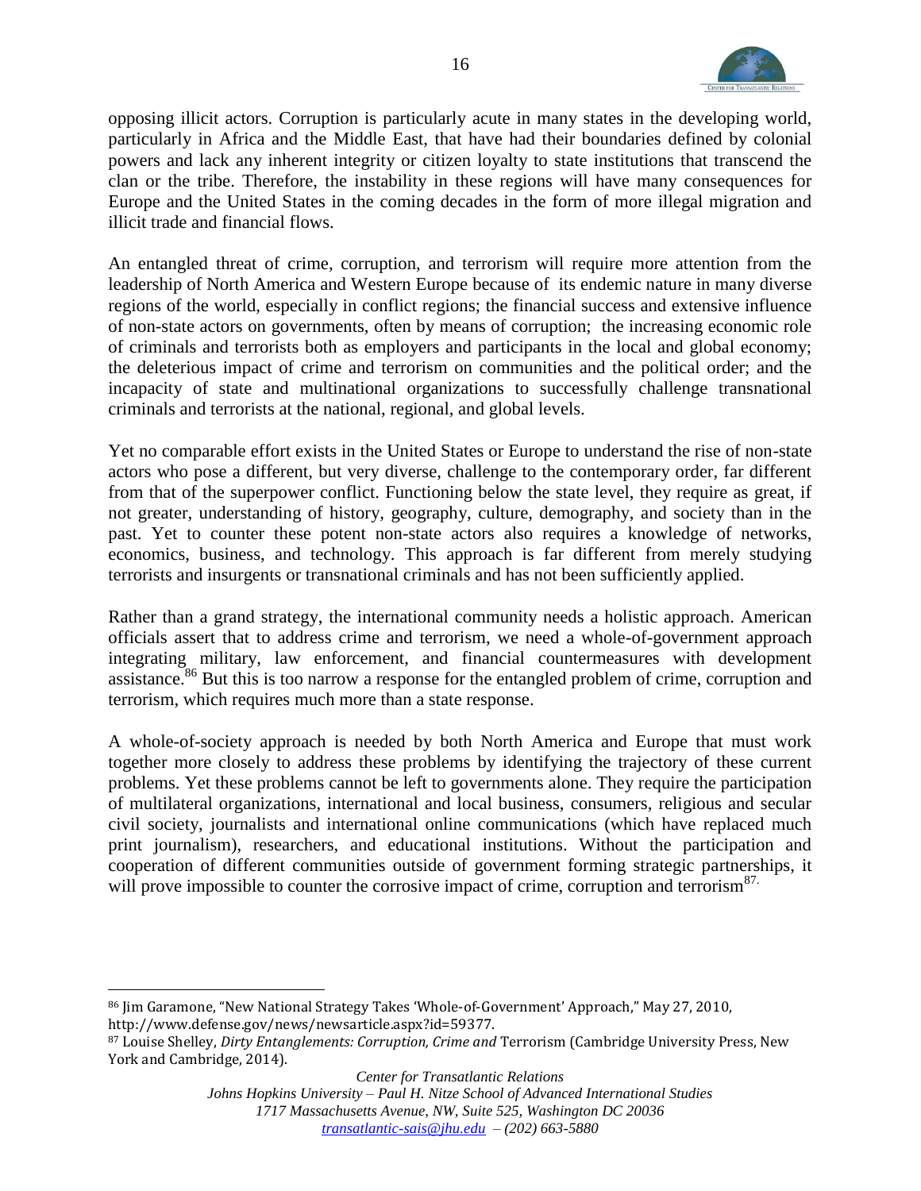opposing illicit actors. Corruption is particularly acute in many states in the developing world, particularly in Africa and the Middle East, that have had their boundaries defined by colonial powers and lack any inherent integrity or citizen loyalty to state institutions that transcend the clan or the tribe. Therefore, the instability in these regions will have many consequences for Europe and the United States in the coming decades in the form of more illegal migration and illicit trade and financial flows.

An entangled threat of crime, corruption, and terrorism will require more attention from the leadership of North America and Western Europe because of its endemic nature in many diverse regions of the world, especially in conflict regions; the financial success and extensive influence of non-state actors on governments, often by means of corruption; the increasing economic role of criminals and terrorists both as employers and participants in the local and global economy; the deleterious impact of crime and terrorism on communities and the political order; and the incapacity of state and multinational organizations to successfully challenge transnational criminals and terrorists at the national, regional, and global levels.

Yet no comparable effort exists in the United States or Europe to understand the rise of non-state actors who pose a different, but very diverse, challenge to the contemporary order, far different from that of the superpower conflict. Functioning below the state level, they require as great, if not greater, understanding of history, geography, culture, demography, and society than in the past. Yet to counter these potent non-state actors also requires a knowledge of networks, economics, business, and technology. This approach is far different from merely studying terrorists and insurgents or transnational criminals and has not been sufficiently applied.

Rather than a grand strategy, the international community needs a holistic approach. American officials assert that to address crime and terrorism, we need a whole-of-government approach integrating military, law enforcement, and financial countermeasures with development assistance.[86] But this is too narrow a response for the entangled problem of crime, corruption and terrorism, which requires much more than a state response.

A whole-of-society approach is needed by both North America and Europe that must work together more closely to address these problems by identifying the trajectory of these current problems. Yet these problems cannot be left to governments alone. They require the participation of multilateral organizations, international and local business, consumers, religious and secular civil society, journalists and international online communications (which have replaced much print journalism), researchers, and educational institutions. Without the participation and cooperation of different communities outside of government forming strategic partnerships, it will prove impossible to counter the corrosive impact of crime, corruption and terrorism[87].

---

[86] Jim Garamone, "New National Strategy Takes 'Whole-of-Government' Approach," May 27, 2010, http://www.defense.gov/news/newsarticle.aspx?id=59377.

[87] Louise Shelley, *Dirty Entanglements: Corruption, Crime and* Terrorism (Cambridge University Press, New York and Cambridge, 2014).